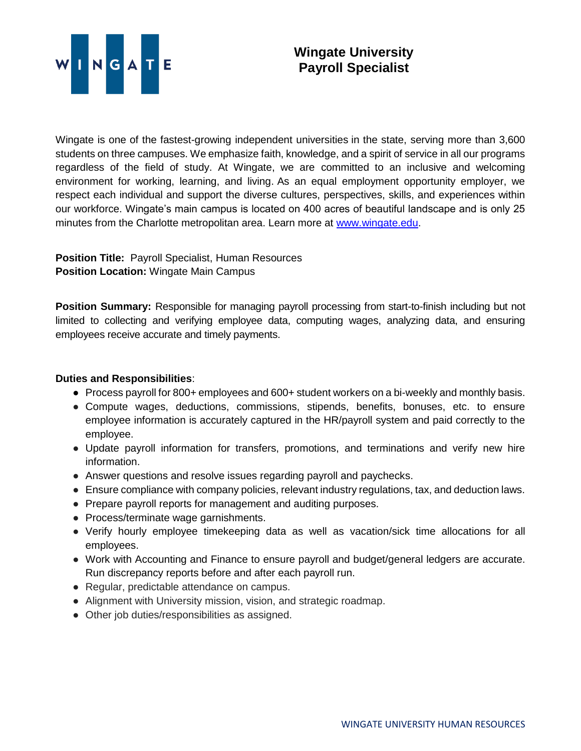# Wingate University
# Payroll Specialist

Wingate is one of the fastest-growing independent universities in the state, serving more than 3,600 students on three campuses. We emphasize faith, knowledge, and a spirit of service in all our programs regardless of the field of study. At Wingate, we are committed to an inclusive and welcoming environment for working, learning, and living. As an equal employment opportunity employer, we respect each individual and support the diverse cultures, perspectives, skills, and experiences within our workforce. Wingate's main campus is located on 400 acres of beautiful landscape and is only 25 minutes from the Charlotte metropolitan area. Learn more at [www.wingate.edu](http://www.wingate.edu).

**Position Title:** Payroll Specialist, Human Resources
**Position Location:** Wingate Main Campus

**Position Summary:** Responsible for managing payroll processing from start-to-finish including but not limited to collecting and verifying employee data, computing wages, analyzing data, and ensuring employees receive accurate and timely payments.

**Duties and Responsibilities**:

- Process payroll for 800+ employees and 600+ student workers on a bi-weekly and monthly basis.
- Compute wages, deductions, commissions, stipends, benefits, bonuses, etc. to ensure employee information is accurately captured in the HR/payroll system and paid correctly to the employee.
- Update payroll information for transfers, promotions, and terminations and verify new hire information.
- Answer questions and resolve issues regarding payroll and paychecks.
- Ensure compliance with company policies, relevant industry regulations, tax, and deduction laws.
- Prepare payroll reports for management and auditing purposes.
- Process/terminate wage garnishments.
- Verify hourly employee timekeeping data as well as vacation/sick time allocations for all employees.
- Work with Accounting and Finance to ensure payroll and budget/general ledgers are accurate. Run discrepancy reports before and after each payroll run.
- Regular, predictable attendance on campus.
- Alignment with University mission, vision, and strategic roadmap.
- Other job duties/responsibilities as assigned.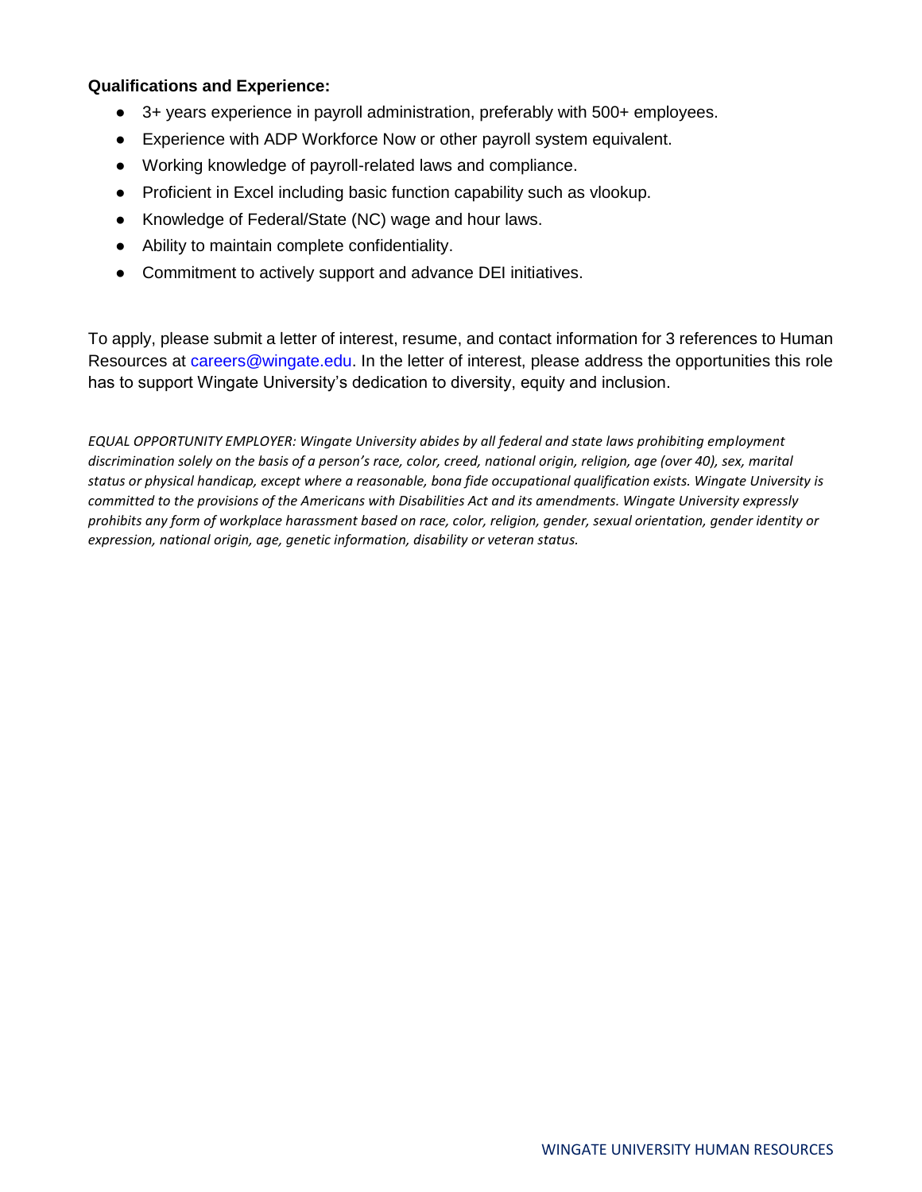**Qualifications and Experience:**

- 3+ years experience in payroll administration, preferably with 500+ employees.
- Experience with ADP Workforce Now or other payroll system equivalent.
- Working knowledge of payroll-related laws and compliance.
- Proficient in Excel including basic function capability such as vlookup.
- Knowledge of Federal/State (NC) wage and hour laws.
- Ability to maintain complete confidentiality.
- Commitment to actively support and advance DEI initiatives.

To apply, please submit a letter of interest, resume, and contact information for 3 references to Human Resources at careers@wingate.edu. In the letter of interest, please address the opportunities this role has to support Wingate University's dedication to diversity, equity and inclusion.

*EQUAL OPPORTUNITY EMPLOYER: Wingate University abides by all federal and state laws prohibiting employment discrimination solely on the basis of a person's race, color, creed, national origin, religion, age (over 40), sex, marital status or physical handicap, except where a reasonable, bona fide occupational qualification exists. Wingate University is committed to the provisions of the Americans with Disabilities Act and its amendments. Wingate University expressly prohibits any form of workplace harassment based on race, color, religion, gender, sexual orientation, gender identity or expression, national origin, age, genetic information, disability or veteran status.*